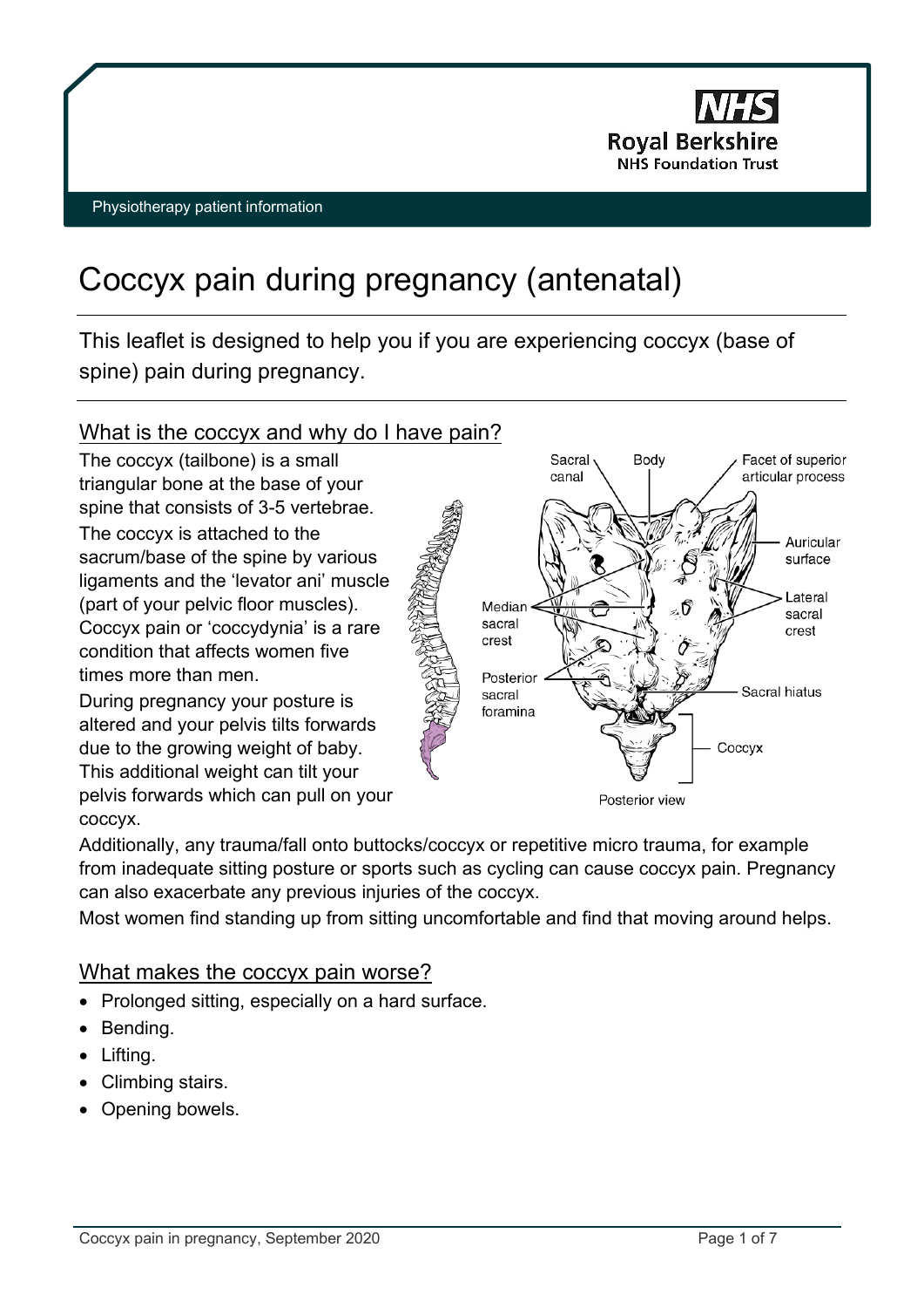Physiotherapy patient information

# Coccyx pain during pregnancy (antenatal)

This leaflet is designed to help you if you are experiencing coccyx (base of spine) pain during pregnancy.

## What is the coccyx and why do I have pain?

The coccyx (tailbone) is a small triangular bone at the base of your spine that consists of 3-5 vertebrae.

The coccyx is attached to the sacrum/base of the spine by various ligaments and the 'levator ani' muscle (part of your pelvic floor muscles). Coccyx pain or 'coccydynia' is a rare condition that affects women five times more than men.

During pregnancy your posture is altered and your pelvis tilts forwards due to the growing weight of baby. This additional weight can tilt your pelvis forwards which can pull on your coccyx.

Additionally, any trauma/fall onto buttocks/coccyx or repetitive micro trauma, for example from inadequate sitting posture or sports such as cycling can cause coccyx pain. Pregnancy can also exacerbate any previous injuries of the coccyx.

Most women find standing up from sitting uncomfortable and find that moving around helps.

## What makes the coccyx pain worse?

- Prolonged sitting, especially on a hard surface.
- Bending.
- Lifting.
- Climbing stairs.
- Opening bowels.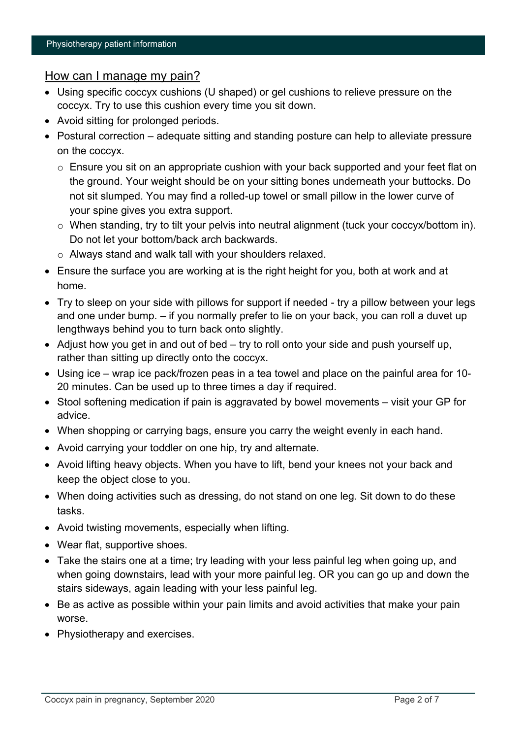## How can I manage my pain?

- Using specific coccyx cushions (U shaped) or gel cushions to relieve pressure on the coccyx. Try to use this cushion every time you sit down.
- Avoid sitting for prolonged periods.
- Postural correction – adequate sitting and standing posture can help to alleviate pressure on the coccyx.
  - Ensure you sit on an appropriate cushion with your back supported and your feet flat on the ground. Your weight should be on your sitting bones underneath your buttocks. Do not sit slumped. You may find a rolled-up towel or small pillow in the lower curve of your spine gives you extra support.
  - When standing, try to tilt your pelvis into neutral alignment (tuck your coccyx/bottom in). Do not let your bottom/back arch backwards.
  - Always stand and walk tall with your shoulders relaxed.
- Ensure the surface you are working at is the right height for you, both at work and at home.
- Try to sleep on your side with pillows for support if needed - try a pillow between your legs and one under bump. – if you normally prefer to lie on your back, you can roll a duvet up lengthways behind you to turn back onto slightly.
- Adjust how you get in and out of bed – try to roll onto your side and push yourself up, rather than sitting up directly onto the coccyx.
- Using ice – wrap ice pack/frozen peas in a tea towel and place on the painful area for 10-20 minutes. Can be used up to three times a day if required.
- Stool softening medication if pain is aggravated by bowel movements – visit your GP for advice.
- When shopping or carrying bags, ensure you carry the weight evenly in each hand.
- Avoid carrying your toddler on one hip, try and alternate.
- Avoid lifting heavy objects. When you have to lift, bend your knees not your back and keep the object close to you.
- When doing activities such as dressing, do not stand on one leg. Sit down to do these tasks.
- Avoid twisting movements, especially when lifting.
- Wear flat, supportive shoes.
- Take the stairs one at a time; try leading with your less painful leg when going up, and when going downstairs, lead with your more painful leg. OR you can go up and down the stairs sideways, again leading with your less painful leg.
- Be as active as possible within your pain limits and avoid activities that make your pain worse.
- Physiotherapy and exercises.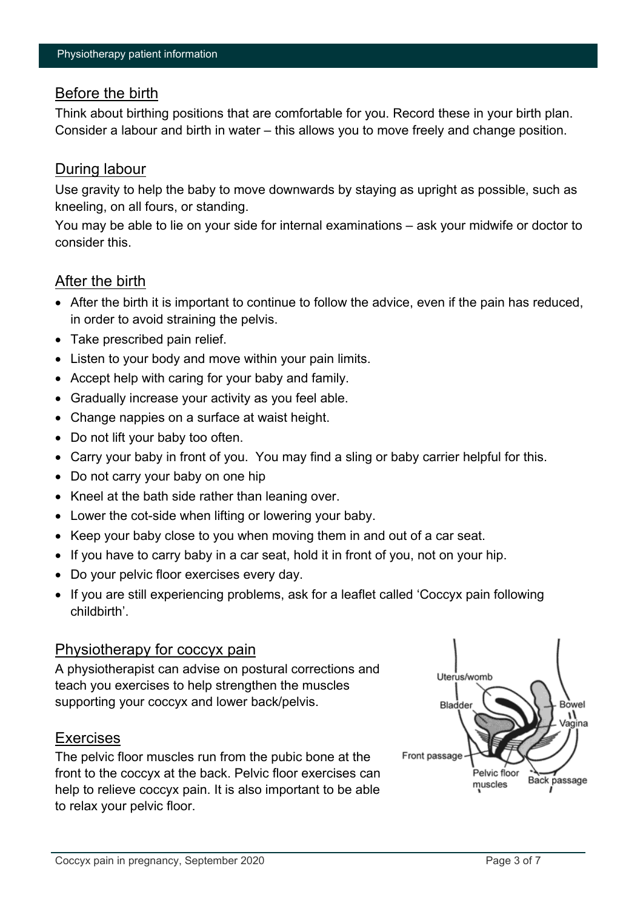## Before the birth

Think about birthing positions that are comfortable for you. Record these in your birth plan. Consider a labour and birth in water – this allows you to move freely and change position.

## During labour

Use gravity to help the baby to move downwards by staying as upright as possible, such as kneeling, on all fours, or standing.

You may be able to lie on your side for internal examinations – ask your midwife or doctor to consider this.

## After the birth

- After the birth it is important to continue to follow the advice, even if the pain has reduced, in order to avoid straining the pelvis.
- Take prescribed pain relief.
- Listen to your body and move within your pain limits.
- Accept help with caring for your baby and family.
- Gradually increase your activity as you feel able.
- Change nappies on a surface at waist height.
- Do not lift your baby too often.
- Carry your baby in front of you. You may find a sling or baby carrier helpful for this.
- Do not carry your baby on one hip
- Kneel at the bath side rather than leaning over.
- Lower the cot-side when lifting or lowering your baby.
- Keep your baby close to you when moving them in and out of a car seat.
- If you have to carry baby in a car seat, hold it in front of you, not on your hip.
- Do your pelvic floor exercises every day.
- If you are still experiencing problems, ask for a leaflet called 'Coccyx pain following childbirth'.

## Physiotherapy for coccyx pain

A physiotherapist can advise on postural corrections and teach you exercises to help strengthen the muscles supporting your coccyx and lower back/pelvis.

## Exercises

The pelvic floor muscles run from the pubic bone at the front to the coccyx at the back. Pelvic floor exercises can help to relieve coccyx pain. It is also important to be able to relax your pelvic floor.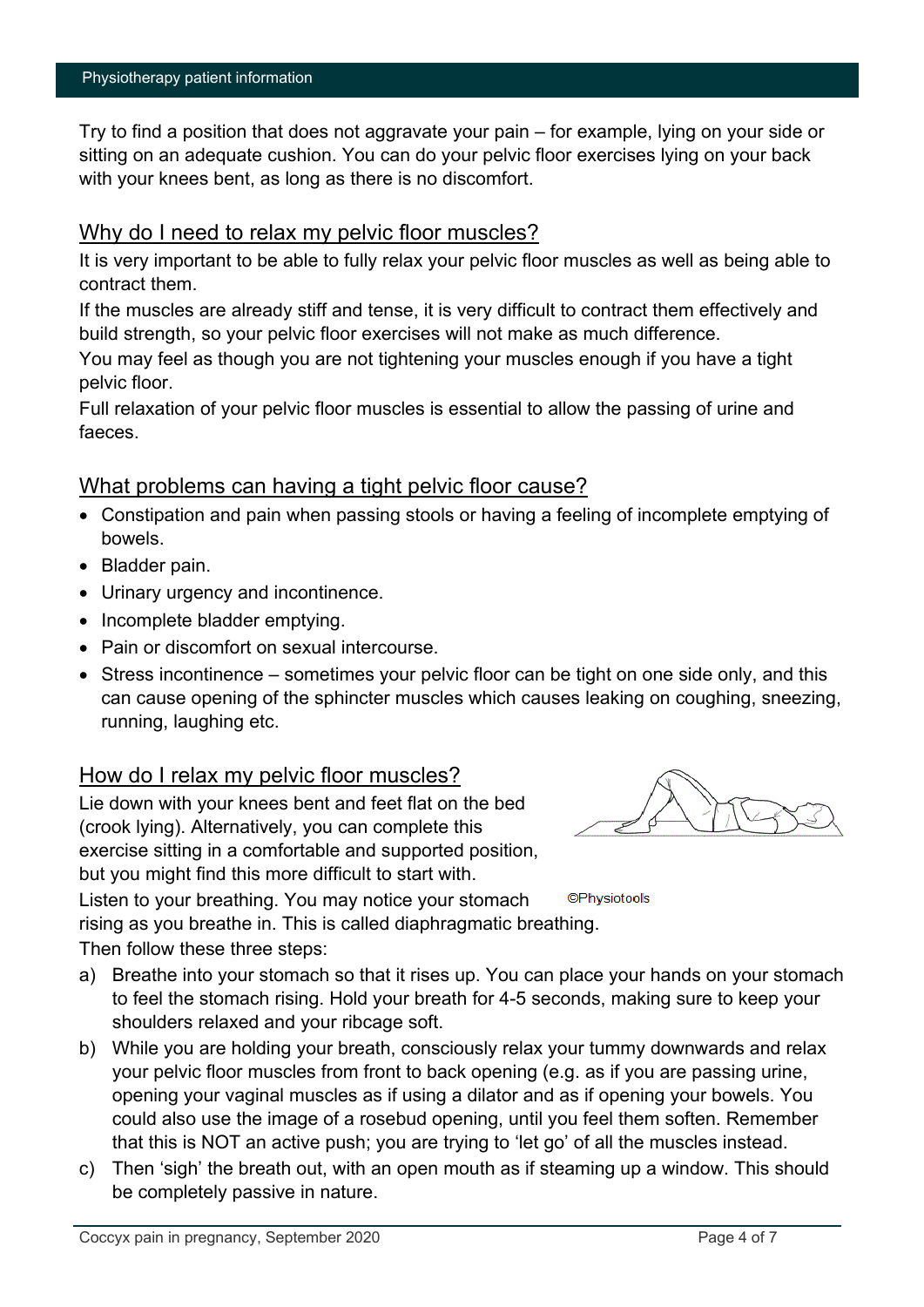Try to find a position that does not aggravate your pain – for example, lying on your side or sitting on an adequate cushion. You can do your pelvic floor exercises lying on your back with your knees bent, as long as there is no discomfort.

## Why do I need to relax my pelvic floor muscles?

It is very important to be able to fully relax your pelvic floor muscles as well as being able to contract them.

If the muscles are already stiff and tense, it is very difficult to contract them effectively and build strength, so your pelvic floor exercises will not make as much difference.

You may feel as though you are not tightening your muscles enough if you have a tight pelvic floor.

Full relaxation of your pelvic floor muscles is essential to allow the passing of urine and faeces.

## What problems can having a tight pelvic floor cause?

- Constipation and pain when passing stools or having a feeling of incomplete emptying of bowels.
- Bladder pain.
- Urinary urgency and incontinence.
- Incomplete bladder emptying.
- Pain or discomfort on sexual intercourse.
- Stress incontinence – sometimes your pelvic floor can be tight on one side only, and this can cause opening of the sphincter muscles which causes leaking on coughing, sneezing, running, laughing etc.

## How do I relax my pelvic floor muscles?

Lie down with your knees bent and feet flat on the bed (crook lying). Alternatively, you can complete this exercise sitting in a comfortable and supported position, but you might find this more difficult to start with.

©Physiotools

Listen to your breathing. You may notice your stomach rising as you breathe in. This is called diaphragmatic breathing.

Then follow these three steps:

a) Breathe into your stomach so that it rises up. You can place your hands on your stomach to feel the stomach rising. Hold your breath for 4-5 seconds, making sure to keep your shoulders relaxed and your ribcage soft.

b) While you are holding your breath, consciously relax your tummy downwards and relax your pelvic floor muscles from front to back opening (e.g. as if you are passing urine, opening your vaginal muscles as if using a dilator and as if opening your bowels. You could also use the image of a rosebud opening, until you feel them soften. Remember that this is NOT an active push; you are trying to 'let go' of all the muscles instead.

c) Then 'sigh' the breath out, with an open mouth as if steaming up a window. This should be completely passive in nature.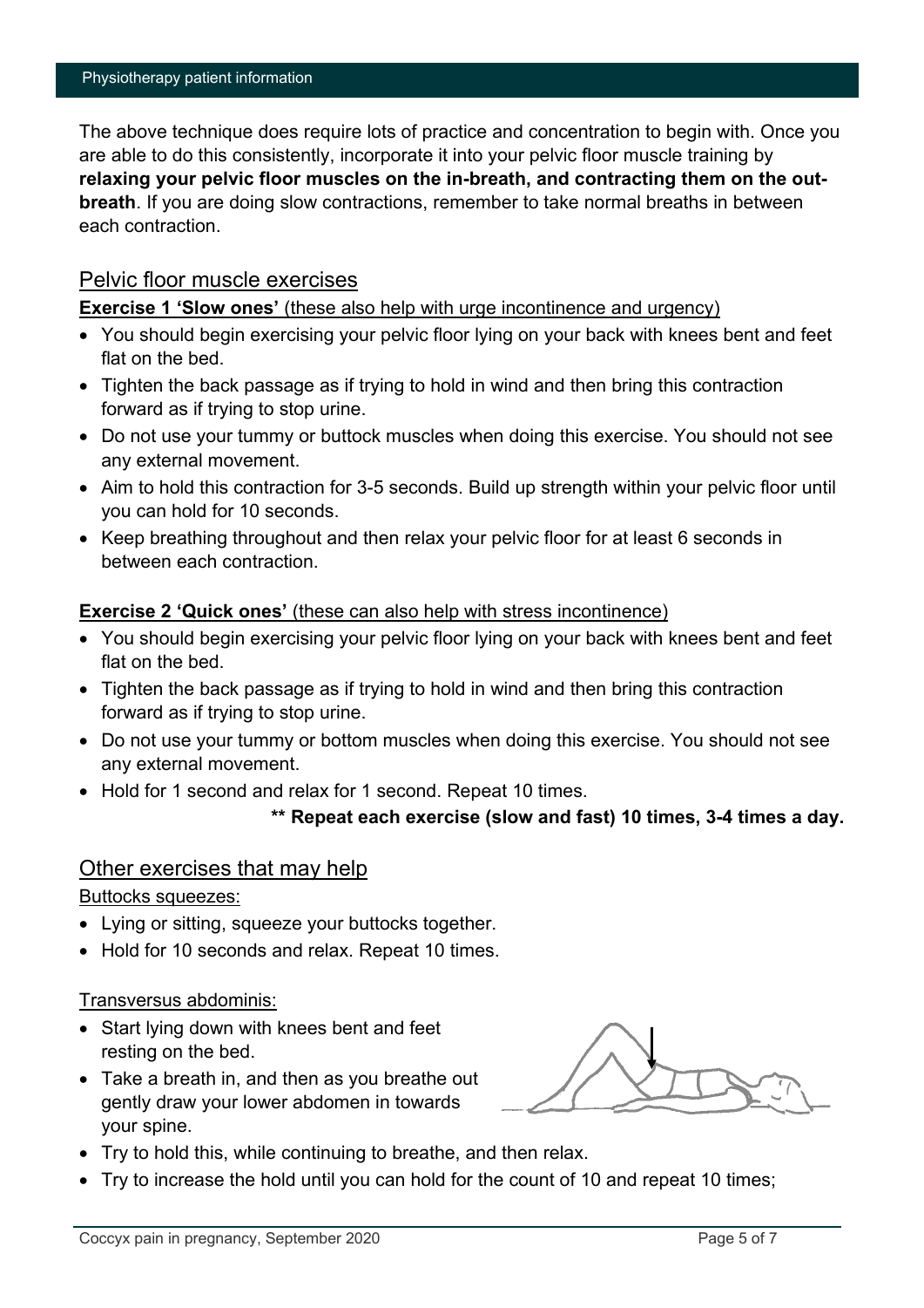The above technique does require lots of practice and concentration to begin with. Once you are able to do this consistently, incorporate it into your pelvic floor muscle training by **relaxing your pelvic floor muscles on the in-breath, and contracting them on the out-breath**. If you are doing slow contractions, remember to take normal breaths in between each contraction.

## Pelvic floor muscle exercises

**Exercise 1 'Slow ones'** (these also help with urge incontinence and urgency)

- You should begin exercising your pelvic floor lying on your back with knees bent and feet flat on the bed.
- Tighten the back passage as if trying to hold in wind and then bring this contraction forward as if trying to stop urine.
- Do not use your tummy or buttock muscles when doing this exercise. You should not see any external movement.
- Aim to hold this contraction for 3-5 seconds. Build up strength within your pelvic floor until you can hold for 10 seconds.
- Keep breathing throughout and then relax your pelvic floor for at least 6 seconds in between each contraction.

**Exercise 2 'Quick ones'** (these can also help with stress incontinence)

- You should begin exercising your pelvic floor lying on your back with knees bent and feet flat on the bed.
- Tighten the back passage as if trying to hold in wind and then bring this contraction forward as if trying to stop urine.
- Do not use your tummy or bottom muscles when doing this exercise. You should not see any external movement.
- Hold for 1 second and relax for 1 second. Repeat 10 times.

**** Repeat each exercise (slow and fast) 10 times, 3-4 times a day.**

## Other exercises that may help

Buttocks squeezes:

- Lying or sitting, squeeze your buttocks together.
- Hold for 10 seconds and relax. Repeat 10 times.

Transversus abdominis:

- Start lying down with knees bent and feet resting on the bed.
- Take a breath in, and then as you breathe out gently draw your lower abdomen in towards your spine.
- Try to hold this, while continuing to breathe, and then relax.
- Try to increase the hold until you can hold for the count of 10 and repeat 10 times;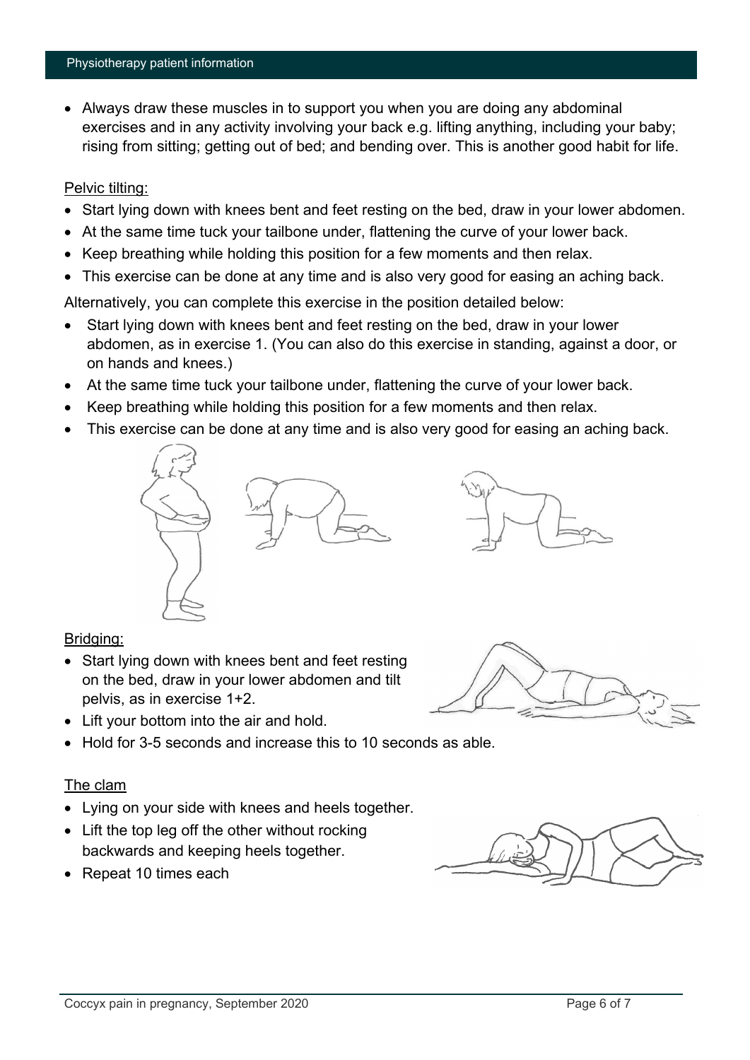- Always draw these muscles in to support you when you are doing any abdominal exercises and in any activity involving your back e.g. lifting anything, including your baby; rising from sitting; getting out of bed; and bending over. This is another good habit for life.

Pelvic tilting:

- Start lying down with knees bent and feet resting on the bed, draw in your lower abdomen.
- At the same time tuck your tailbone under, flattening the curve of your lower back.
- Keep breathing while holding this position for a few moments and then relax.
- This exercise can be done at any time and is also very good for easing an aching back.

Alternatively, you can complete this exercise in the position detailed below:

- Start lying down with knees bent and feet resting on the bed, draw in your lower abdomen, as in exercise 1. (You can also do this exercise in standing, against a door, or on hands and knees.)
- At the same time tuck your tailbone under, flattening the curve of your lower back.
- Keep breathing while holding this position for a few moments and then relax.
- This exercise can be done at any time and is also very good for easing an aching back.

Bridging:

- Start lying down with knees bent and feet resting on the bed, draw in your lower abdomen and tilt pelvis, as in exercise 1+2.
- Lift your bottom into the air and hold.
- Hold for 3-5 seconds and increase this to 10 seconds as able.

The clam

- Lying on your side with knees and heels together.
- Lift the top leg off the other without rocking backwards and keeping heels together.
- Repeat 10 times each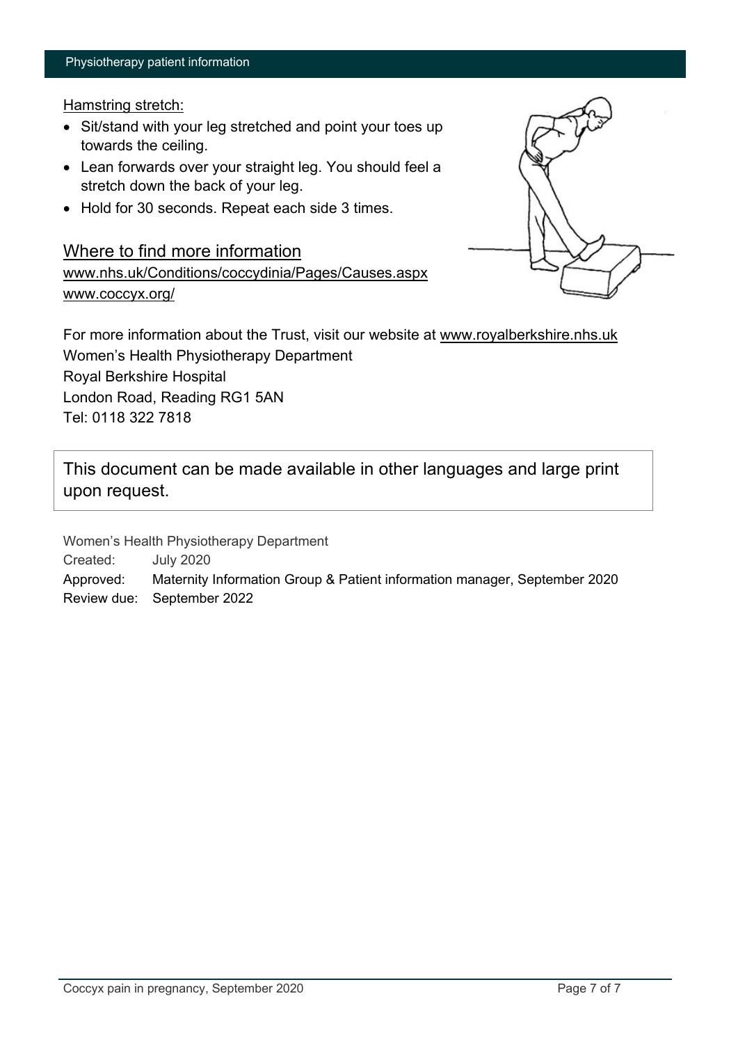Hamstring stretch:

- Sit/stand with your leg stretched and point your toes up towards the ceiling.
- Lean forwards over your straight leg. You should feel a stretch down the back of your leg.
- Hold for 30 seconds. Repeat each side 3 times.

## Where to find more information

www.nhs.uk/Conditions/coccydinia/Pages/Causes.aspx
www.coccyx.org/

For more information about the Trust, visit our website at www.royalberkshire.nhs.uk
Women's Health Physiotherapy Department
Royal Berkshire Hospital
London Road, Reading RG1 5AN
Tel: 0118 322 7818

This document can be made available in other languages and large print upon request.

Women's Health Physiotherapy Department
Created: July 2020
Approved: Maternity Information Group & Patient information manager, September 2020
Review due: September 2022